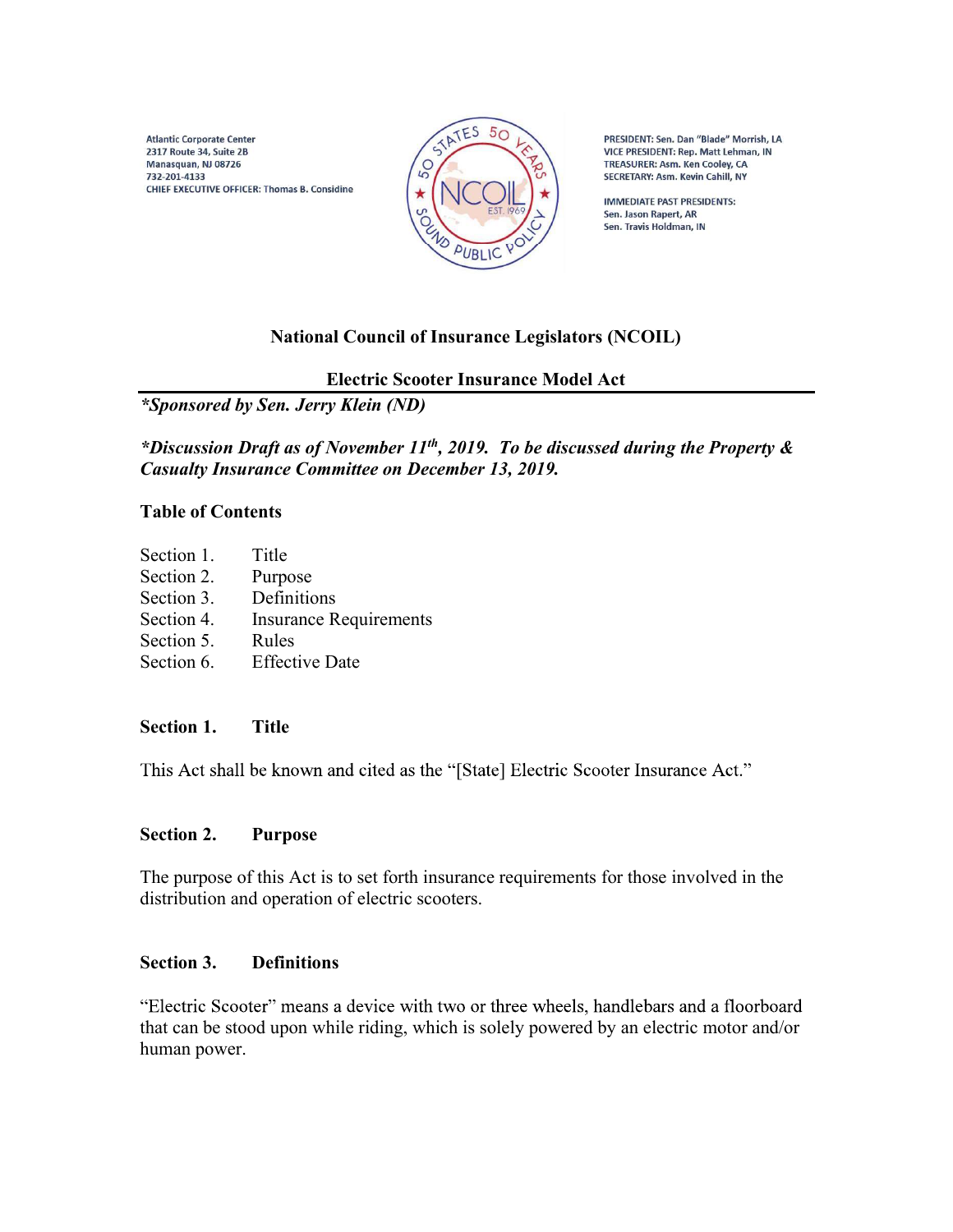Atlantic Corporate Center
2317 Route 34, Suite 2B
Manasquan, NJ 08726
732-201-4133
CHIEF EXECUTIVE OFFICER: Thomas B. Considine

PRESIDENT: Sen. Dan "Blade" Morrish, LA
VICE PRESIDENT: Rep. Matt Lehman, IN
TREASURER: Asm. Ken Cooley, CA
SECRETARY: Asm. Kevin Cahill, NY

IMMEDIATE PAST PRESIDENTS:
Sen. Jason Rapert, AR
Sen. Travis Holdman, IN

# National Council of Insurance Legislators (NCOIL)

## Electric Scooter Insurance Model Act

***Sponsored by Sen. Jerry Klein (ND)**

***Discussion Draft as of November 11th, 2019. To be discussed during the Property & Casualty Insurance Committee on December 13, 2019.***

### Table of Contents

Section 1. Title
Section 2. Purpose
Section 3. Definitions
Section 4. Insurance Requirements
Section 5. Rules
Section 6. Effective Date

### Section 1. Title

This Act shall be known and cited as the "[State] Electric Scooter Insurance Act."

### Section 2. Purpose

The purpose of this Act is to set forth insurance requirements for those involved in the distribution and operation of electric scooters.

### Section 3. Definitions

"Electric Scooter" means a device with two or three wheels, handlebars and a floorboard that can be stood upon while riding, which is solely powered by an electric motor and/or human power.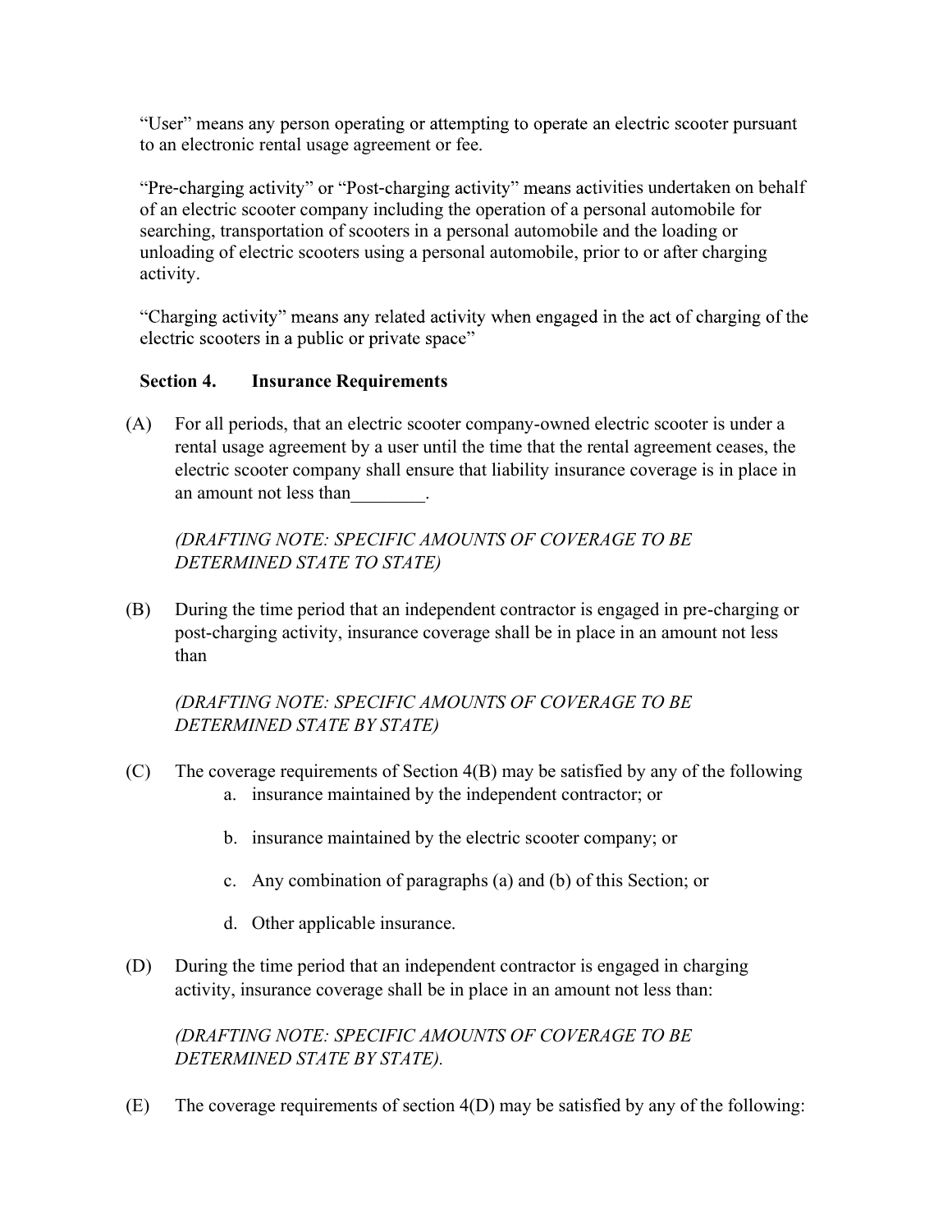"User" means any person operating or attempting to operate an electric scooter pursuant to an electronic rental usage agreement or fee.

"Pre-charging activity" or "Post-charging activity" means activities undertaken on behalf of an electric scooter company including the operation of a personal automobile for searching, transportation of scooters in a personal automobile and the loading or unloading of electric scooters using a personal automobile, prior to or after charging activity.

"Charging activity" means any related activity when engaged in the act of charging of the electric scooters in a public or private space"

**Section 4. Insurance Requirements**

(A) For all periods, that an electric scooter company-owned electric scooter is under a rental usage agreement by a user until the time that the rental agreement ceases, the electric scooter company shall ensure that liability insurance coverage is in place in an amount not less than________.

*(DRAFTING NOTE: SPECIFIC AMOUNTS OF COVERAGE TO BE DETERMINED STATE TO STATE)*

(B) During the time period that an independent contractor is engaged in pre-charging or post-charging activity, insurance coverage shall be in place in an amount not less than

*(DRAFTING NOTE: SPECIFIC AMOUNTS OF COVERAGE TO BE DETERMINED STATE BY STATE)*

(C) The coverage requirements of Section 4(B) may be satisfied by any of the following

a. insurance maintained by the independent contractor; or

b. insurance maintained by the electric scooter company; or

c. Any combination of paragraphs (a) and (b) of this Section; or

d. Other applicable insurance.

(D) During the time period that an independent contractor is engaged in charging activity, insurance coverage shall be in place in an amount not less than:

*(DRAFTING NOTE: SPECIFIC AMOUNTS OF COVERAGE TO BE DETERMINED STATE BY STATE).*

(E) The coverage requirements of section 4(D) may be satisfied by any of the following: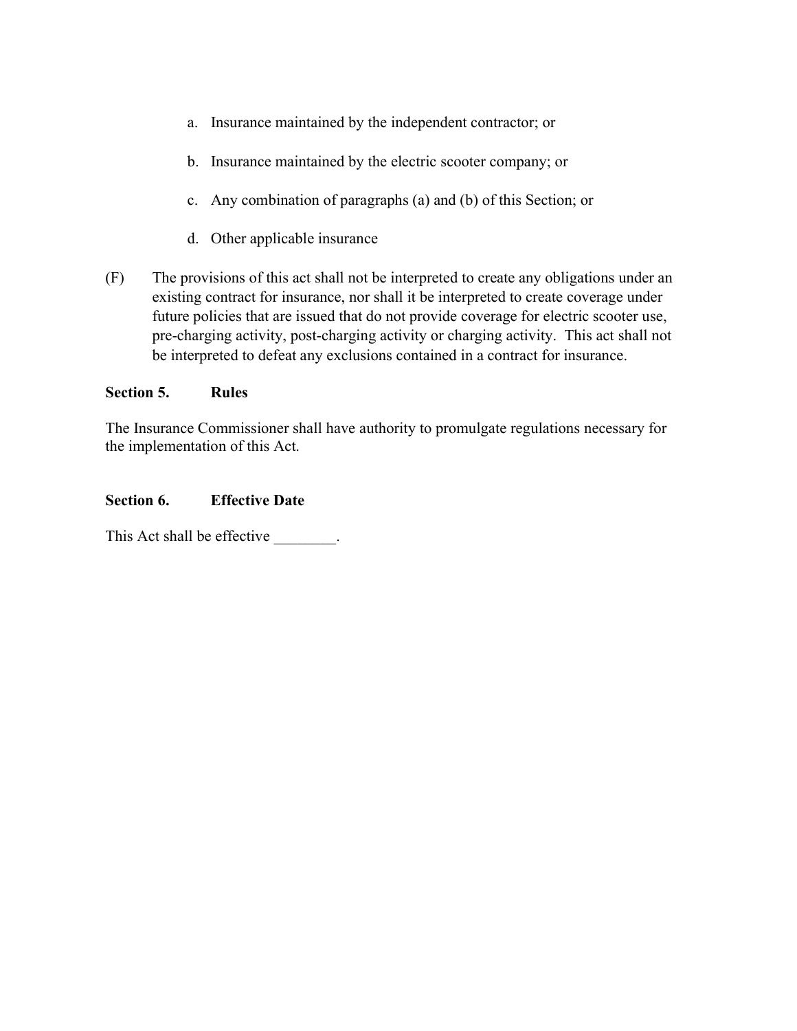a. Insurance maintained by the independent contractor; or

b. Insurance maintained by the electric scooter company; or

c. Any combination of paragraphs (a) and (b) of this Section; or

d. Other applicable insurance

(F) The provisions of this act shall not be interpreted to create any obligations under an existing contract for insurance, nor shall it be interpreted to create coverage under future policies that are issued that do not provide coverage for electric scooter use, pre-charging activity, post-charging activity or charging activity. This act shall not be interpreted to defeat any exclusions contained in a contract for insurance.

**Section 5. Rules**

The Insurance Commissioner shall have authority to promulgate regulations necessary for the implementation of this Act.

**Section 6. Effective Date**

This Act shall be effective ________.